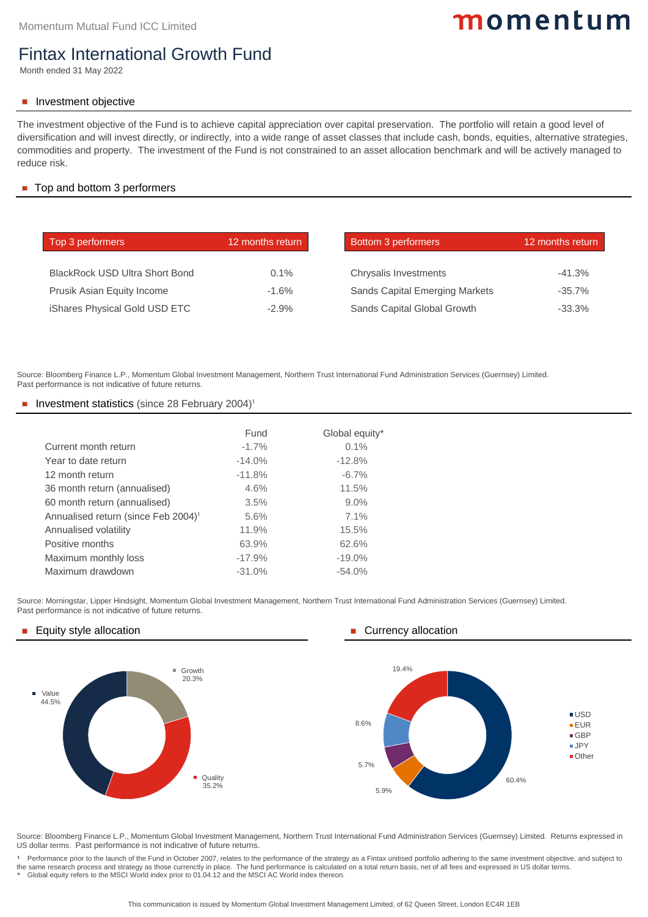Momentum Mutual Fund ICC Limited

momentum

# Fintax International Growth Fund

Month ended 31 May 2022

## Investment objective

The investment objective of the Fund is to achieve capital appreciation over capital preservation. The portfolio will retain a good level of diversification and will invest directly, or indirectly, into a wide range of asset classes that include cash, bonds, equities, alternative strategies, commodities and property. The investment of the Fund is not constrained to an asset allocation benchmark and will be actively managed to reduce risk.

## Top and bottom 3 performers

| Top 3 performers | 12 months return |
|---|---|
| BlackRock USD Ultra Short Bond | 0.1% |
| Prusik Asian Equity Income | -1.6% |
| iShares Physical Gold USD ETC | -2.9% |

| Bottom 3 performers | 12 months return |
|---|---|
| Chrysalis Investments | -41.3% |
| Sands Capital Emerging Markets | -35.7% |
| Sands Capital Global Growth | -33.3% |

Source: Bloomberg Finance L.P., Momentum Global Investment Management, Northern Trust International Fund Administration Services (Guernsey) Limited.
Past performance is not indicative of future returns.

## Investment statistics (since 28 February 2004)[1]

| | Fund | Global equity* |
|---|---|---|
| Current month return | -1.7% | 0.1% |
| Year to date return | -14.0% | -12.8% |
| 12 month return | -11.8% | -6.7% |
| 36 month return (annualised) | 4.6% | 11.5% |
| 60 month return (annualised) | 3.5% | 9.0% |
| Annualised return (since Feb 2004)[1] | 5.6% | 7.1% |
| Annualised volatility | 11.9% | 15.5% |
| Positive months | 63.9% | 62.6% |
| Maximum monthly loss | -17.9% | -19.0% |
| Maximum drawdown | -31.0% | -54.0% |

Source: Morningstar, Lipper Hindsight, Momentum Global Investment Management, Northern Trust International Fund Administration Services (Guernsey) Limited.
Past performance is not indicative of future returns.

## Equity style allocation

| Style | Allocation |
|---|---|
| Value | 44.5% |
| Growth | 20.3% |
| Quality | 35.2% |

## Currency allocation

| Currency | Allocation |
|---|---|
| USD | 60.4% |
| EUR | 5.9% |
| GBP | 5.7% |
| JPY | 8.6% |
| Other | 19.4% |

Source: Bloomberg Finance L.P., Momentum Global Investment Management, Northern Trust International Fund Administration Services (Guernsey) Limited. Returns expressed in US dollar terms. Past performance is not indicative of future returns.

[1] Performance prior to the launch of the Fund in October 2007, relates to the performance of the strategy as a Fintax unitised portfolio adhering to the same investment objective, and subject to the same research process and strategy as those currectly in place. The fund performance is calculated on a total return basis, net of all fees and expressed in US dollar terms.
\* Global equity refers to the MSCI World index prior to 01.04.12 and the MSCI AC World index thereon.

This communication is issued by Momentum Global Investment Management Limited, of 62 Queen Street, London EC4R 1EB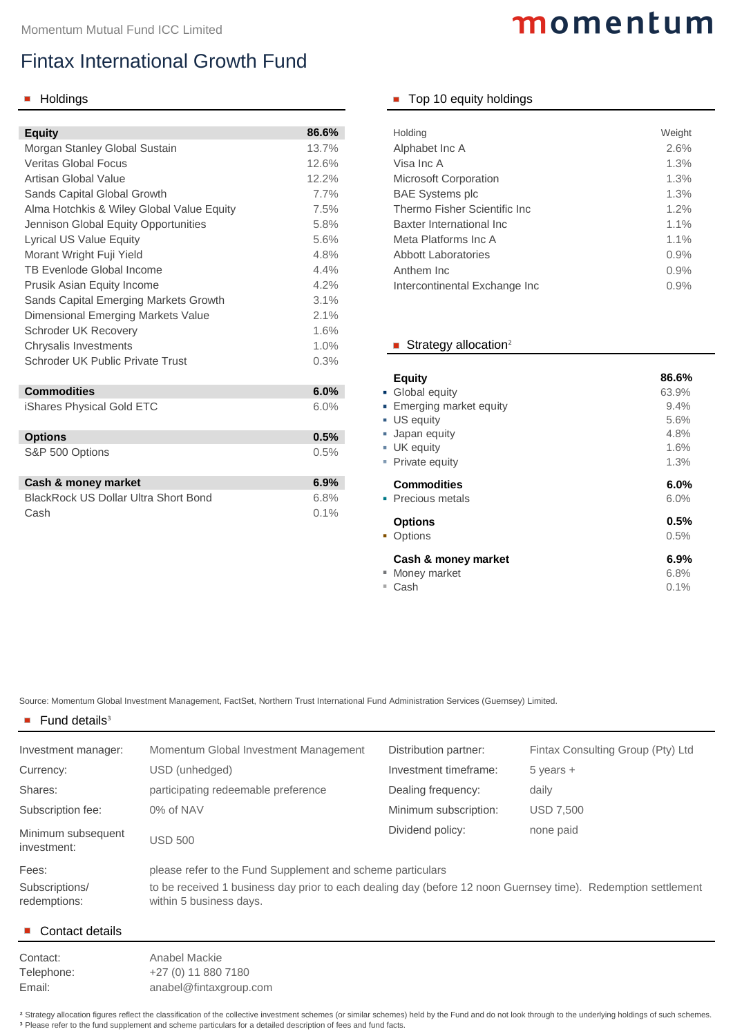Momentum Mutual Fund ICC Limited

# Fintax International Growth Fund

## Holdings

| Equity | 86.6% |
|---|---|
| Morgan Stanley Global Sustain | 13.7% |
| Veritas Global Focus | 12.6% |
| Artisan Global Value | 12.2% |
| Sands Capital Global Growth | 7.7% |
| Alma Hotchkis & Wiley Global Value Equity | 7.5% |
| Jennison Global Equity Opportunities | 5.8% |
| Lyrical US Value Equity | 5.6% |
| Morant Wright Fuji Yield | 4.8% |
| TB Evenlode Global Income | 4.4% |
| Prusik Asian Equity Income | 4.2% |
| Sands Capital Emerging Markets Growth | 3.1% |
| Dimensional Emerging Markets Value | 2.1% |
| Schroder UK Recovery | 1.6% |
| Chrysalis Investments | 1.0% |
| Schroder UK Public Private Trust | 0.3% |
| **Commodities** | **6.0%** |
| iShares Physical Gold ETC | 6.0% |
| **Options** | **0.5%** |
| S&P 500 Options | 0.5% |
| **Cash & money market** | **6.9%** |
| BlackRock US Dollar Ultra Short Bond | 6.8% |
| Cash | 0.1% |

## Top 10 equity holdings

| Holding | Weight |
|---|---|
| Alphabet Inc A | 2.6% |
| Visa Inc A | 1.3% |
| Microsoft Corporation | 1.3% |
| BAE Systems plc | 1.3% |
| Thermo Fisher Scientific Inc | 1.2% |
| Baxter International Inc | 1.1% |
| Meta Platforms Inc A | 1.1% |
| Abbott Laboratories | 0.9% |
| Anthem Inc | 0.9% |
| Intercontinental Exchange Inc | 0.9% |

## Strategy allocation[2]

| Equity | 86.6% |
|---|---|
| Global equity | 63.9% |
| Emerging market equity | 9.4% |
| US equity | 5.6% |
| Japan equity | 4.8% |
| UK equity | 1.6% |
| Private equity | 1.3% |
| **Commodities** | **6.0%** |
| Precious metals | 6.0% |
| **Options** | **0.5%** |
| Options | 0.5% |
| **Cash & money market** | **6.9%** |
| Money market | 6.8% |
| Cash | 0.1% |

Source: Momentum Global Investment Management, FactSet, Northern Trust International Fund Administration Services (Guernsey) Limited.

## Fund details[3]

| | | | |
|---|---|---|---|
| Investment manager: | Momentum Global Investment Management | Distribution partner: | Fintax Consulting Group (Pty) Ltd |
| Currency: | USD (unhedged) | Investment timeframe: | 5 years + |
| Shares: | participating redeemable preference | Dealing frequency: | daily |
| Subscription fee: | 0% of NAV | Minimum subscription: | USD 7,500 |
| Minimum subsequent investment: | USD 500 | Dividend policy: | none paid |

Fees: please refer to the Fund Supplement and scheme particulars

Subscriptions/ redemptions: to be received 1 business day prior to each dealing day (before 12 noon Guernsey time). Redemption settlement within 5 business days.

## Contact details

| | |
|---|---|
| Contact: | Anabel Mackie |
| Telephone: | +27 (0) 11 880 7180 |
| Email: | anabel@fintaxgroup.com |

[2] Strategy allocation figures reflect the classification of the collective investment schemes (or similar schemes) held by the Fund and do not look through to the underlying holdings of such schemes.
[3] Please refer to the fund supplement and scheme particulars for a detailed description of fees and fund facts.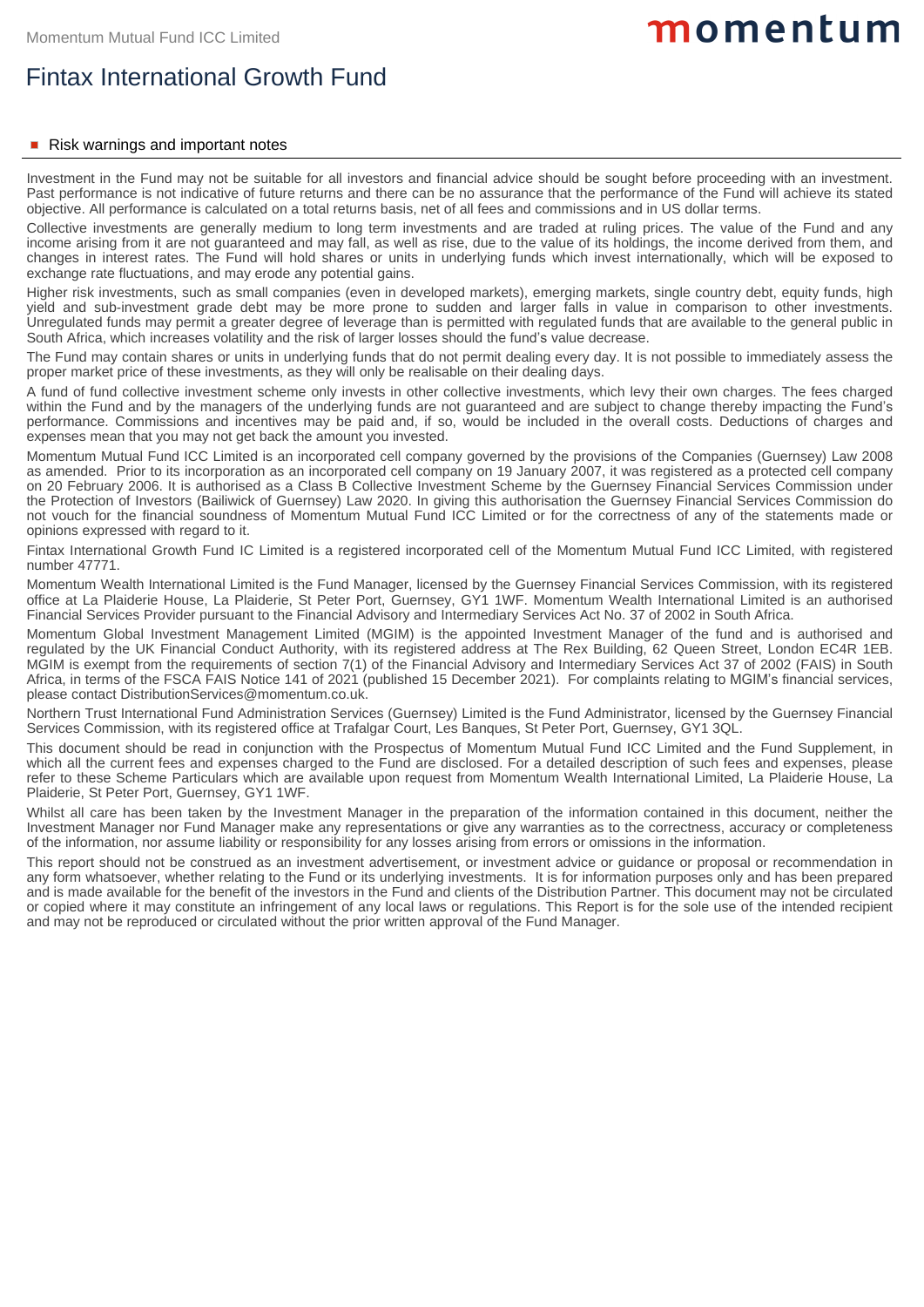# Fintax International Growth Fund

## Risk warnings and important notes

Investment in the Fund may not be suitable for all investors and financial advice should be sought before proceeding with an investment. Past performance is not indicative of future returns and there can be no assurance that the performance of the Fund will achieve its stated objective. All performance is calculated on a total returns basis, net of all fees and commissions and in US dollar terms.

Collective investments are generally medium to long term investments and are traded at ruling prices. The value of the Fund and any income arising from it are not guaranteed and may fall, as well as rise, due to the value of its holdings, the income derived from them, and changes in interest rates. The Fund will hold shares or units in underlying funds which invest internationally, which will be exposed to exchange rate fluctuations, and may erode any potential gains.

Higher risk investments, such as small companies (even in developed markets), emerging markets, single country debt, equity funds, high yield and sub-investment grade debt may be more prone to sudden and larger falls in value in comparison to other investments. Unregulated funds may permit a greater degree of leverage than is permitted with regulated funds that are available to the general public in South Africa, which increases volatility and the risk of larger losses should the fund's value decrease.

The Fund may contain shares or units in underlying funds that do not permit dealing every day. It is not possible to immediately assess the proper market price of these investments, as they will only be realisable on their dealing days.

A fund of fund collective investment scheme only invests in other collective investments, which levy their own charges. The fees charged within the Fund and by the managers of the underlying funds are not guaranteed and are subject to change thereby impacting the Fund's performance. Commissions and incentives may be paid and, if so, would be included in the overall costs. Deductions of charges and expenses mean that you may not get back the amount you invested.

Momentum Mutual Fund ICC Limited is an incorporated cell company governed by the provisions of the Companies (Guernsey) Law 2008 as amended. Prior to its incorporation as an incorporated cell company on 19 January 2007, it was registered as a protected cell company on 20 February 2006. It is authorised as a Class B Collective Investment Scheme by the Guernsey Financial Services Commission under the Protection of Investors (Bailiwick of Guernsey) Law 2020. In giving this authorisation the Guernsey Financial Services Commission do not vouch for the financial soundness of Momentum Mutual Fund ICC Limited or for the correctness of any of the statements made or opinions expressed with regard to it.

Fintax International Growth Fund IC Limited is a registered incorporated cell of the Momentum Mutual Fund ICC Limited, with registered number 47771.

Momentum Wealth International Limited is the Fund Manager, licensed by the Guernsey Financial Services Commission, with its registered office at La Plaiderie House, La Plaiderie, St Peter Port, Guernsey, GY1 1WF. Momentum Wealth International Limited is an authorised Financial Services Provider pursuant to the Financial Advisory and Intermediary Services Act No. 37 of 2002 in South Africa.

Momentum Global Investment Management Limited (MGIM) is the appointed Investment Manager of the fund and is authorised and regulated by the UK Financial Conduct Authority, with its registered address at The Rex Building, 62 Queen Street, London EC4R 1EB. MGIM is exempt from the requirements of section 7(1) of the Financial Advisory and Intermediary Services Act 37 of 2002 (FAIS) in South Africa, in terms of the FSCA FAIS Notice 141 of 2021 (published 15 December 2021). For complaints relating to MGIM's financial services, please contact DistributionServices@momentum.co.uk.

Northern Trust International Fund Administration Services (Guernsey) Limited is the Fund Administrator, licensed by the Guernsey Financial Services Commission, with its registered office at Trafalgar Court, Les Banques, St Peter Port, Guernsey, GY1 3QL.

This document should be read in conjunction with the Prospectus of Momentum Mutual Fund ICC Limited and the Fund Supplement, in which all the current fees and expenses charged to the Fund are disclosed. For a detailed description of such fees and expenses, please refer to these Scheme Particulars which are available upon request from Momentum Wealth International Limited, La Plaiderie House, La Plaiderie, St Peter Port, Guernsey, GY1 1WF.

Whilst all care has been taken by the Investment Manager in the preparation of the information contained in this document, neither the Investment Manager nor Fund Manager make any representations or give any warranties as to the correctness, accuracy or completeness of the information, nor assume liability or responsibility for any losses arising from errors or omissions in the information.

This report should not be construed as an investment advertisement, or investment advice or guidance or proposal or recommendation in any form whatsoever, whether relating to the Fund or its underlying investments. It is for information purposes only and has been prepared and is made available for the benefit of the investors in the Fund and clients of the Distribution Partner. This document may not be circulated or copied where it may constitute an infringement of any local laws or regulations. This Report is for the sole use of the intended recipient and may not be reproduced or circulated without the prior written approval of the Fund Manager.